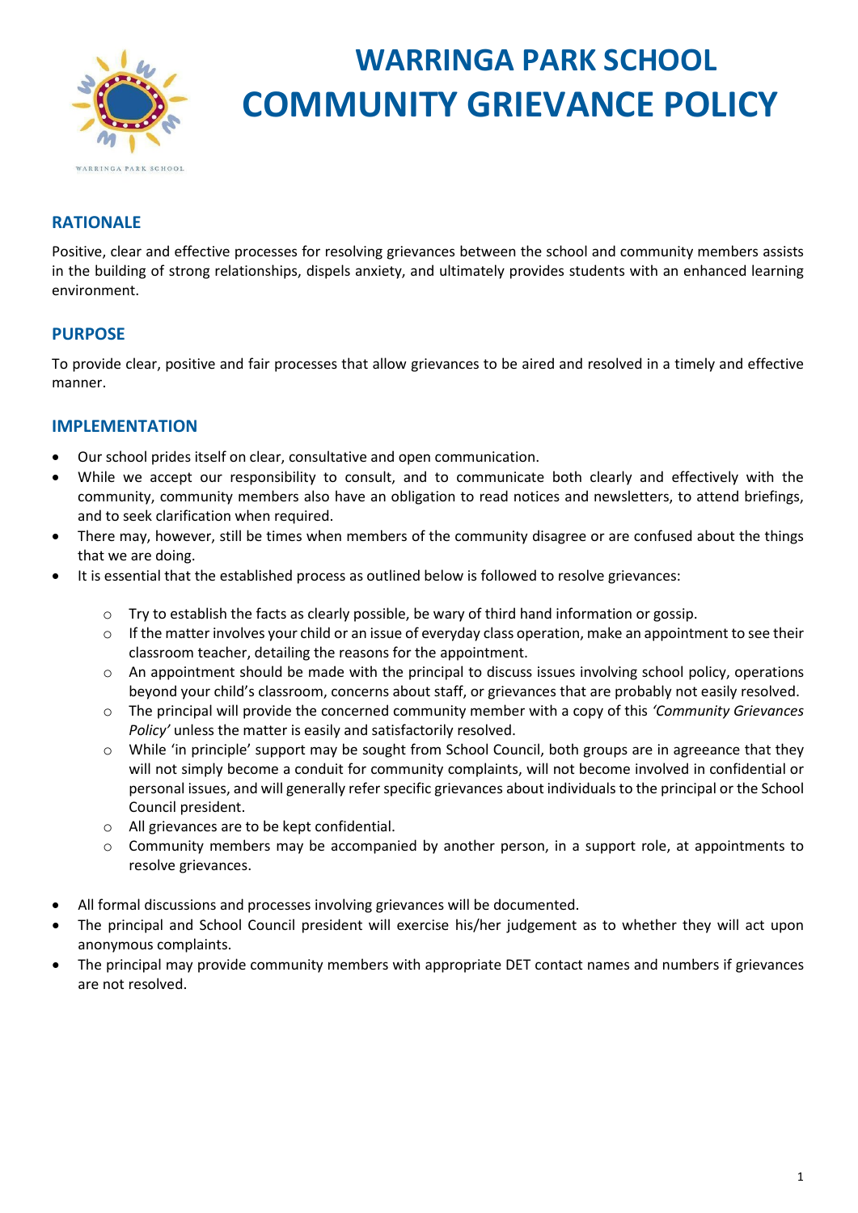# WARRINGA PARK SCHOOL
# COMMUNITY GRIEVANCE POLICY

## RATIONALE

Positive, clear and effective processes for resolving grievances between the school and community members assists in the building of strong relationships, dispels anxiety, and ultimately provides students with an enhanced learning environment.

## PURPOSE

To provide clear, positive and fair processes that allow grievances to be aired and resolved in a timely and effective manner.

## IMPLEMENTATION

- Our school prides itself on clear, consultative and open communication.
- While we accept our responsibility to consult, and to communicate both clearly and effectively with the community, community members also have an obligation to read notices and newsletters, to attend briefings, and to seek clarification when required.
- There may, however, still be times when members of the community disagree or are confused about the things that we are doing.
- It is essential that the established process as outlined below is followed to resolve grievances:
    - Try to establish the facts as clearly possible, be wary of third hand information or gossip.
    - If the matter involves your child or an issue of everyday class operation, make an appointment to see their classroom teacher, detailing the reasons for the appointment.
    - An appointment should be made with the principal to discuss issues involving school policy, operations beyond your child's classroom, concerns about staff, or grievances that are probably not easily resolved.
    - The principal will provide the concerned community member with a copy of this *'Community Grievances Policy'* unless the matter is easily and satisfactorily resolved.
    - While 'in principle' support may be sought from School Council, both groups are in agreeance that they will not simply become a conduit for community complaints, will not become involved in confidential or personal issues, and will generally refer specific grievances about individuals to the principal or the School Council president.
    - All grievances are to be kept confidential.
    - Community members may be accompanied by another person, in a support role, at appointments to resolve grievances.
- All formal discussions and processes involving grievances will be documented.
- The principal and School Council president will exercise his/her judgement as to whether they will act upon anonymous complaints.
- The principal may provide community members with appropriate DET contact names and numbers if grievances are not resolved.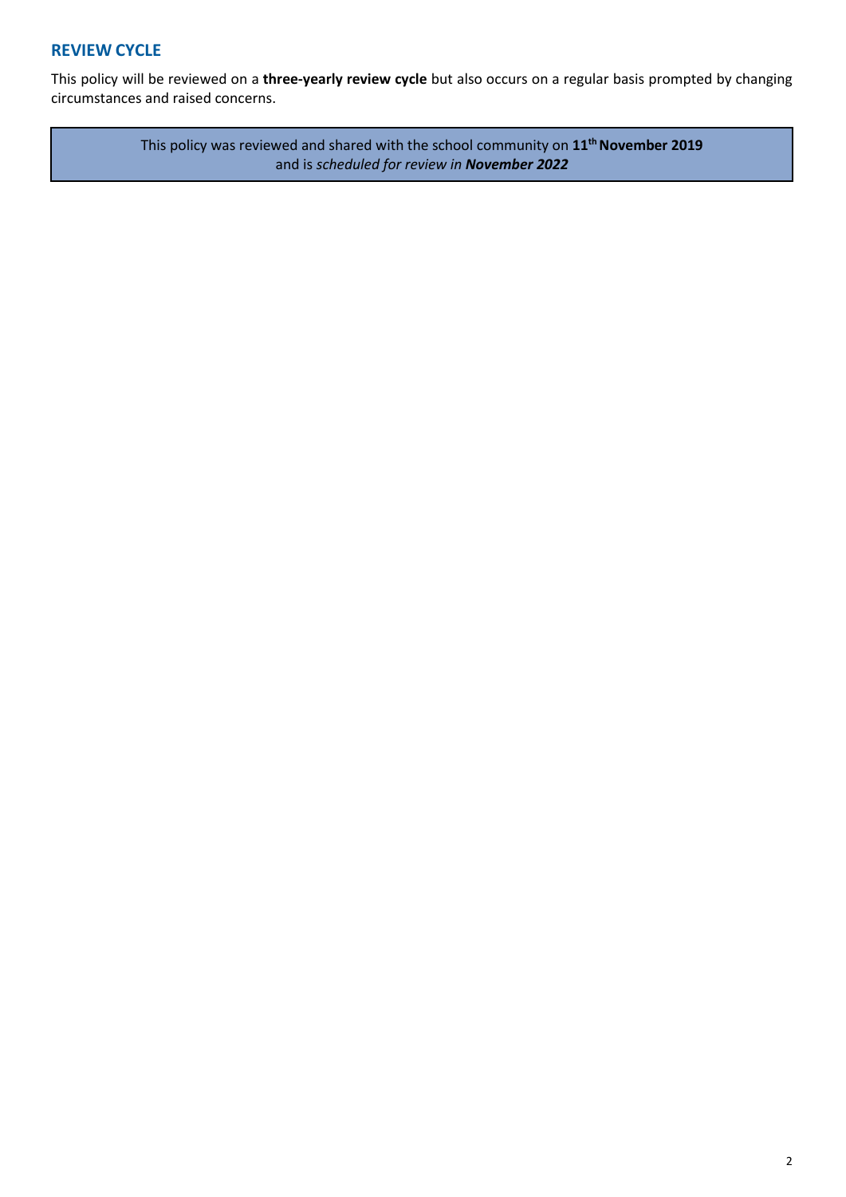## REVIEW CYCLE

This policy will be reviewed on a **three-yearly review cycle** but also occurs on a regular basis prompted by changing circumstances and raised concerns.

This policy was reviewed and shared with the school community on **11th November 2019** and is *scheduled for review in **November 2022***